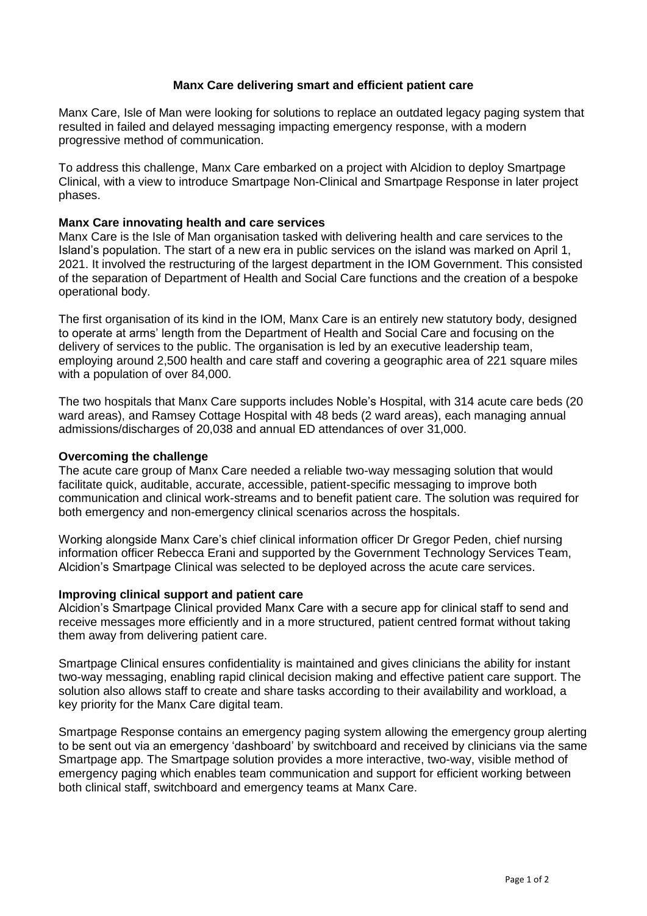# Manx Care delivering smart and efficient patient care

Manx Care, Isle of Man were looking for solutions to replace an outdated legacy paging system that resulted in failed and delayed messaging impacting emergency response, with a modern progressive method of communication.

To address this challenge, Manx Care embarked on a project with Alcidion to deploy Smartpage Clinical, with a view to introduce Smartpage Non-Clinical and Smartpage Response in later project phases.

## Manx Care innovating health and care services

Manx Care is the Isle of Man organisation tasked with delivering health and care services to the Island's population. The start of a new era in public services on the island was marked on April 1, 2021. It involved the restructuring of the largest department in the IOM Government. This consisted of the separation of Department of Health and Social Care functions and the creation of a bespoke operational body.

The first organisation of its kind in the IOM, Manx Care is an entirely new statutory body, designed to operate at arms' length from the Department of Health and Social Care and focusing on the delivery of services to the public. The organisation is led by an executive leadership team, employing around 2,500 health and care staff and covering a geographic area of 221 square miles with a population of over 84,000.

The two hospitals that Manx Care supports includes Noble's Hospital, with 314 acute care beds (20 ward areas), and Ramsey Cottage Hospital with 48 beds (2 ward areas), each managing annual admissions/discharges of 20,038 and annual ED attendances of over 31,000.

## Overcoming the challenge

The acute care group of Manx Care needed a reliable two-way messaging solution that would facilitate quick, auditable, accurate, accessible, patient-specific messaging to improve both communication and clinical work-streams and to benefit patient care. The solution was required for both emergency and non-emergency clinical scenarios across the hospitals.

Working alongside Manx Care's chief clinical information officer Dr Gregor Peden, chief nursing information officer Rebecca Erani and supported by the Government Technology Services Team, Alcidion's Smartpage Clinical was selected to be deployed across the acute care services.

## Improving clinical support and patient care

Alcidion's Smartpage Clinical provided Manx Care with a secure app for clinical staff to send and receive messages more efficiently and in a more structured, patient centred format without taking them away from delivering patient care.

Smartpage Clinical ensures confidentiality is maintained and gives clinicians the ability for instant two-way messaging, enabling rapid clinical decision making and effective patient care support. The solution also allows staff to create and share tasks according to their availability and workload, a key priority for the Manx Care digital team.

Smartpage Response contains an emergency paging system allowing the emergency group alerting to be sent out via an emergency 'dashboard' by switchboard and received by clinicians via the same Smartpage app. The Smartpage solution provides a more interactive, two-way, visible method of emergency paging which enables team communication and support for efficient working between both clinical staff, switchboard and emergency teams at Manx Care.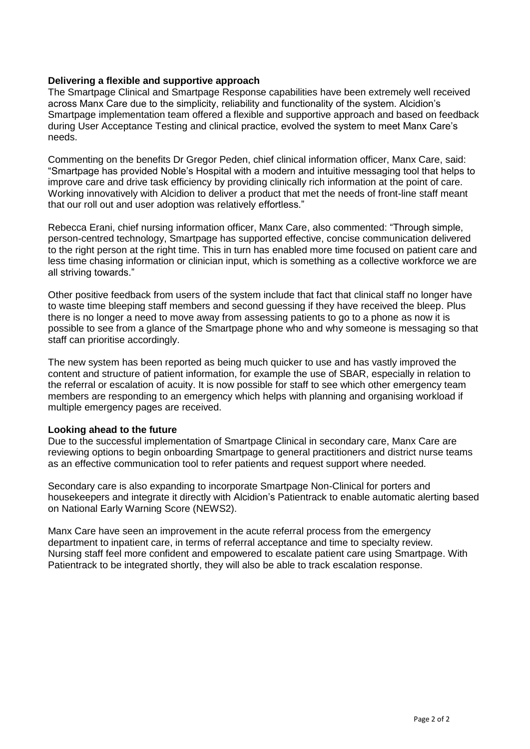**Delivering a flexible and supportive approach**

The Smartpage Clinical and Smartpage Response capabilities have been extremely well received across Manx Care due to the simplicity, reliability and functionality of the system. Alcidion's Smartpage implementation team offered a flexible and supportive approach and based on feedback during User Acceptance Testing and clinical practice, evolved the system to meet Manx Care's needs.

Commenting on the benefits Dr Gregor Peden, chief clinical information officer, Manx Care, said: "Smartpage has provided Noble's Hospital with a modern and intuitive messaging tool that helps to improve care and drive task efficiency by providing clinically rich information at the point of care. Working innovatively with Alcidion to deliver a product that met the needs of front-line staff meant that our roll out and user adoption was relatively effortless."

Rebecca Erani, chief nursing information officer, Manx Care, also commented: "Through simple, person-centred technology, Smartpage has supported effective, concise communication delivered to the right person at the right time. This in turn has enabled more time focused on patient care and less time chasing information or clinician input, which is something as a collective workforce we are all striving towards."

Other positive feedback from users of the system include that fact that clinical staff no longer have to waste time bleeping staff members and second guessing if they have received the bleep. Plus there is no longer a need to move away from assessing patients to go to a phone as now it is possible to see from a glance of the Smartpage phone who and why someone is messaging so that staff can prioritise accordingly.

The new system has been reported as being much quicker to use and has vastly improved the content and structure of patient information, for example the use of SBAR, especially in relation to the referral or escalation of acuity. It is now possible for staff to see which other emergency team members are responding to an emergency which helps with planning and organising workload if multiple emergency pages are received.

**Looking ahead to the future**

Due to the successful implementation of Smartpage Clinical in secondary care, Manx Care are reviewing options to begin onboarding Smartpage to general practitioners and district nurse teams as an effective communication tool to refer patients and request support where needed.

Secondary care is also expanding to incorporate Smartpage Non-Clinical for porters and housekeepers and integrate it directly with Alcidion's Patientrack to enable automatic alerting based on National Early Warning Score (NEWS2).

Manx Care have seen an improvement in the acute referral process from the emergency department to inpatient care, in terms of referral acceptance and time to specialty review. Nursing staff feel more confident and empowered to escalate patient care using Smartpage. With Patientrack to be integrated shortly, they will also be able to track escalation response.